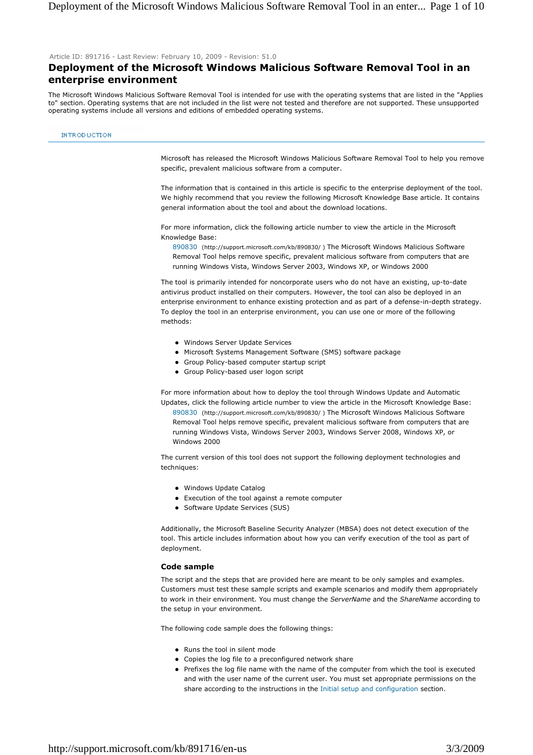Article ID: 891716 - Last Review: February 10, 2009 - Revision: 51.0

# Deployment of the Microsoft Windows Malicious Software Removal Tool in an enterprise environment

The Microsoft Windows Malicious Software Removal Tool is intended for use with the operating systems that are listed in the "Applies to" section. Operating systems that are not included in the list were not tested and therefore are not supported. These unsupported operating systems include all versions and editions of embedded operating systems.

## INTRODUCTION

Microsoft has released the Microsoft Windows Malicious Software Removal Tool to help you remove specific, prevalent malicious software from a computer.

The information that is contained in this article is specific to the enterprise deployment of the tool. We highly recommend that you review the following Microsoft Knowledge Base article. It contains general information about the tool and about the download locations.

For more information, click the following article number to view the article in the Microsoft Knowledge Base:

> 890830 (http://support.microsoft.com/kb/890830/ ) The Microsoft Windows Malicious Software Removal Tool helps remove specific, prevalent malicious software from computers that are running Windows Vista, Windows Server 2003, Windows XP, or Windows 2000

The tool is primarily intended for noncorporate users who do not have an existing, up-to-date antivirus product installed on their computers. However, the tool can also be deployed in an enterprise environment to enhance existing protection and as part of a defense-in-depth strategy. To deploy the tool in an enterprise environment, you can use one or more of the following methods:

- Windows Server Update Services
- Microsoft Systems Management Software (SMS) software package
- Group Policy-based computer startup script
- Group Policy-based user logon script

For more information about how to deploy the tool through Windows Update and Automatic Updates, click the following article number to view the article in the Microsoft Knowledge Base:

> 890830 (http://support.microsoft.com/kb/890830/ ) The Microsoft Windows Malicious Software Removal Tool helps remove specific, prevalent malicious software from computers that are running Windows Vista, Windows Server 2003, Windows Server 2008, Windows XP, or Windows 2000

The current version of this tool does not support the following deployment technologies and techniques:

- Windows Update Catalog
- Execution of the tool against a remote computer
- Software Update Services (SUS)

Additionally, the Microsoft Baseline Security Analyzer (MBSA) does not detect execution of the tool. This article includes information about how you can verify execution of the tool as part of deployment.

### Code sample

The script and the steps that are provided here are meant to be only samples and examples. Customers must test these sample scripts and example scenarios and modify them appropriately to work in their environment. You must change the *ServerName* and the *ShareName* according to the setup in your environment.

The following code sample does the following things:

- Runs the tool in silent mode
- Copies the log file to a preconfigured network share
- Prefixes the log file name with the name of the computer from which the tool is executed and with the user name of the current user. You must set appropriate permissions on the share according to the instructions in the Initial setup and configuration section.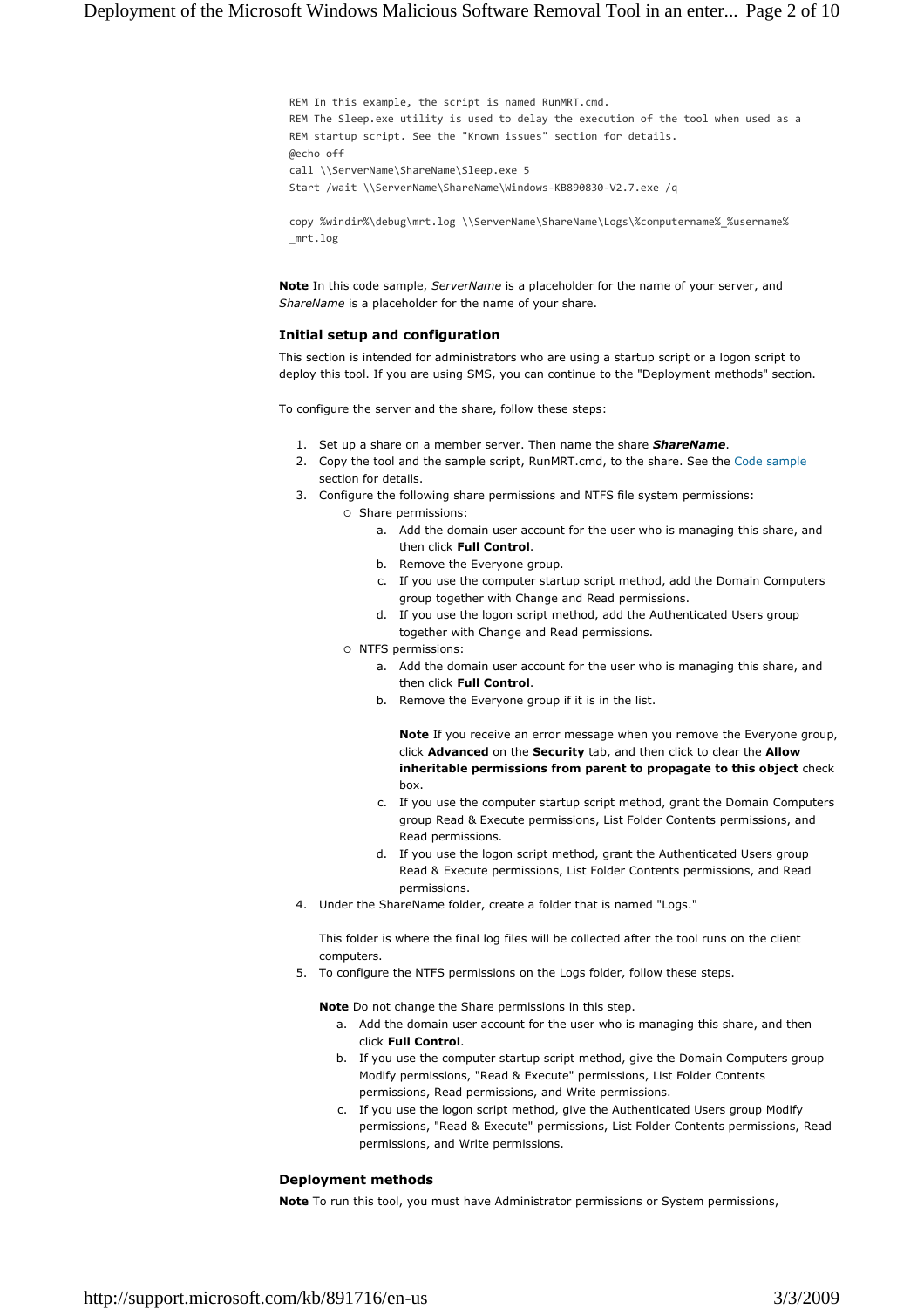```
REM In this example, the script is named RunMRT.cmd.
REM The Sleep.exe utility is used to delay the execution of the tool when used as a
REM startup script. See the "Known issues" section for details.
@echo off
call \\ServerName\ShareName\Sleep.exe 5
Start /wait \\ServerName\ShareName\Windows-KB890830-V2.7.exe /q

copy %windir%\debug\mrt.log \\ServerName\ShareName\Logs\%computername%_%username%
_mrt.log
```

**Note** In this code sample, *ServerName* is a placeholder for the name of your server, and *ShareName* is a placeholder for the name of your share.

### Initial setup and configuration

This section is intended for administrators who are using a startup script or a logon script to deploy this tool. If you are using SMS, you can continue to the "Deployment methods" section.

To configure the server and the share, follow these steps:

1. Set up a share on a member server. Then name the share ***ShareName***.
2. Copy the tool and the sample script, RunMRT.cmd, to the share. See the Code sample section for details.
3. Configure the following share permissions and NTFS file system permissions:
   - Share permissions:
     a. Add the domain user account for the user who is managing this share, and then click **Full Control**.
     b. Remove the Everyone group.
     c. If you use the computer startup script method, add the Domain Computers group together with Change and Read permissions.
     d. If you use the logon script method, add the Authenticated Users group together with Change and Read permissions.
   - NTFS permissions:
     a. Add the domain user account for the user who is managing this share, and then click **Full Control**.
     b. Remove the Everyone group if it is in the list.

        **Note** If you receive an error message when you remove the Everyone group, click **Advanced** on the **Security** tab, and then click to clear the **Allow inheritable permissions from parent to propagate to this object** check box.
     c. If you use the computer startup script method, grant the Domain Computers group Read & Execute permissions, List Folder Contents permissions, and Read permissions.
     d. If you use the logon script method, grant the Authenticated Users group Read & Execute permissions, List Folder Contents permissions, and Read permissions.
4. Under the ShareName folder, create a folder that is named "Logs."

   This folder is where the final log files will be collected after the tool runs on the client computers.
5. To configure the NTFS permissions on the Logs folder, follow these steps.

   **Note** Do not change the Share permissions in this step.
   a. Add the domain user account for the user who is managing this share, and then click **Full Control**.
   b. If you use the computer startup script method, give the Domain Computers group Modify permissions, "Read & Execute" permissions, List Folder Contents permissions, Read permissions, and Write permissions.
   c. If you use the logon script method, give the Authenticated Users group Modify permissions, "Read & Execute" permissions, List Folder Contents permissions, Read permissions, and Write permissions.

### Deployment methods

**Note** To run this tool, you must have Administrator permissions or System permissions,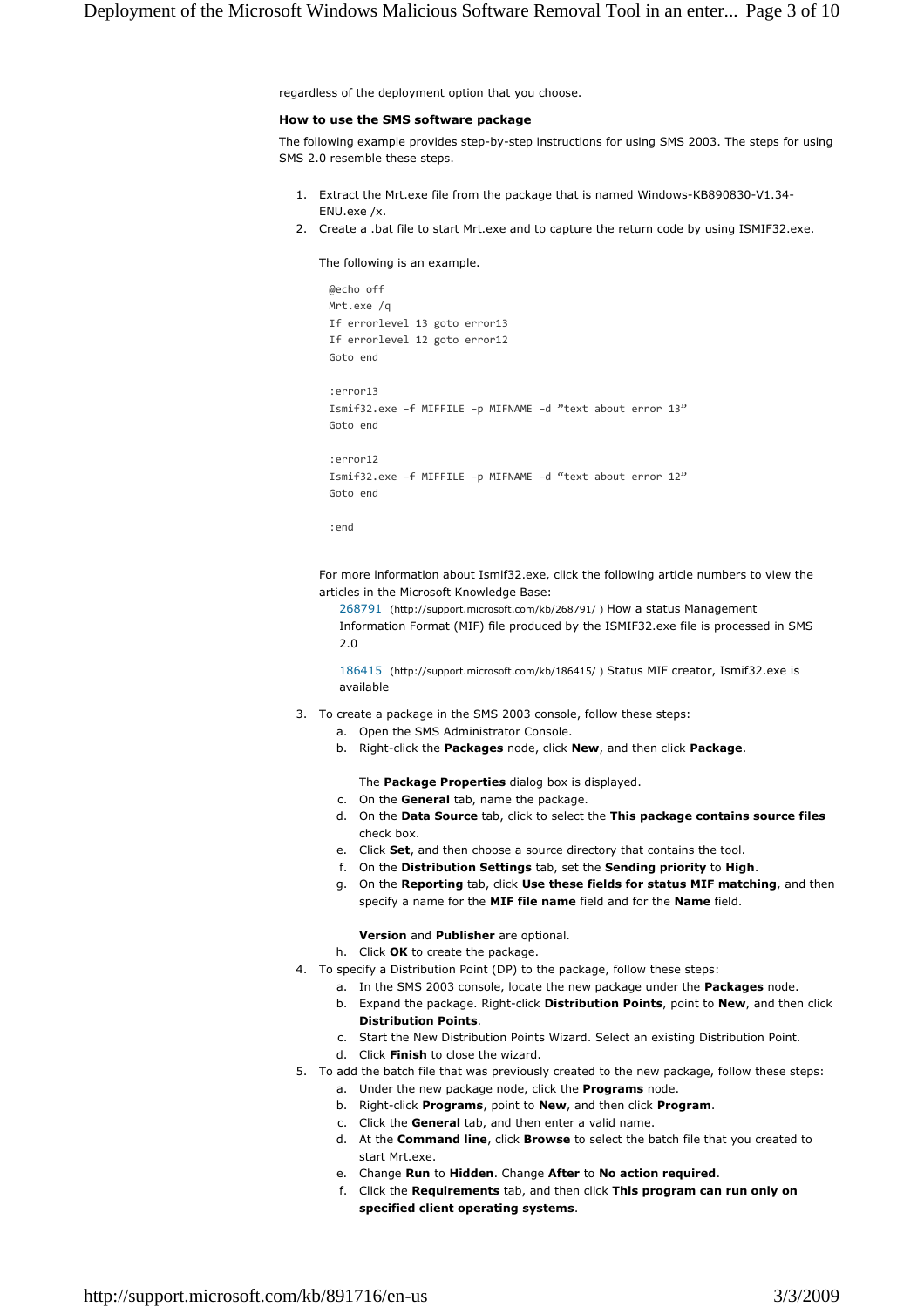regardless of the deployment option that you choose.

**How to use the SMS software package**

The following example provides step-by-step instructions for using SMS 2003. The steps for using SMS 2.0 resemble these steps.

1. Extract the Mrt.exe file from the package that is named Windows-KB890830-V1.34-ENU.exe /x.
2. Create a .bat file to start Mrt.exe and to capture the return code by using ISMIF32.exe.

   The following is an example.

   ```
   @echo off
   Mrt.exe /q
   If errorlevel 13 goto error13
   If errorlevel 12 goto error12
   Goto end

   :error13
   Ismif32.exe –f MIFFILE –p MIFNAME –d "text about error 13"
   Goto end

   :error12
   Ismif32.exe –f MIFFILE –p MIFNAME –d "text about error 12"
   Goto end

   :end
   ```

   For more information about Ismif32.exe, click the following article numbers to view the articles in the Microsoft Knowledge Base:

   268791 (http://support.microsoft.com/kb/268791/ ) How a status Management Information Format (MIF) file produced by the ISMIF32.exe file is processed in SMS 2.0

   186415 (http://support.microsoft.com/kb/186415/ ) Status MIF creator, Ismif32.exe is available

3. To create a package in the SMS 2003 console, follow these steps:
   a. Open the SMS Administrator Console.
   b. Right-click the **Packages** node, click **New**, and then click **Package**.

      The **Package Properties** dialog box is displayed.
   c. On the **General** tab, name the package.
   d. On the **Data Source** tab, click to select the **This package contains source files** check box.
   e. Click **Set**, and then choose a source directory that contains the tool.
   f. On the **Distribution Settings** tab, set the **Sending priority** to **High**.
   g. On the **Reporting** tab, click **Use these fields for status MIF matching**, and then specify a name for the **MIF file name** field and for the **Name** field.

      **Version** and **Publisher** are optional.
   h. Click **OK** to create the package.
4. To specify a Distribution Point (DP) to the package, follow these steps:
   a. In the SMS 2003 console, locate the new package under the **Packages** node.
   b. Expand the package. Right-click **Distribution Points**, point to **New**, and then click **Distribution Points**.
   c. Start the New Distribution Points Wizard. Select an existing Distribution Point.
   d. Click **Finish** to close the wizard.
5. To add the batch file that was previously created to the new package, follow these steps:
   a. Under the new package node, click the **Programs** node.
   b. Right-click **Programs**, point to **New**, and then click **Program**.
   c. Click the **General** tab, and then enter a valid name.
   d. At the **Command line**, click **Browse** to select the batch file that you created to start Mrt.exe.
   e. Change **Run** to **Hidden**. Change **After** to **No action required**.
   f. Click the **Requirements** tab, and then click **This program can run only on specified client operating systems**.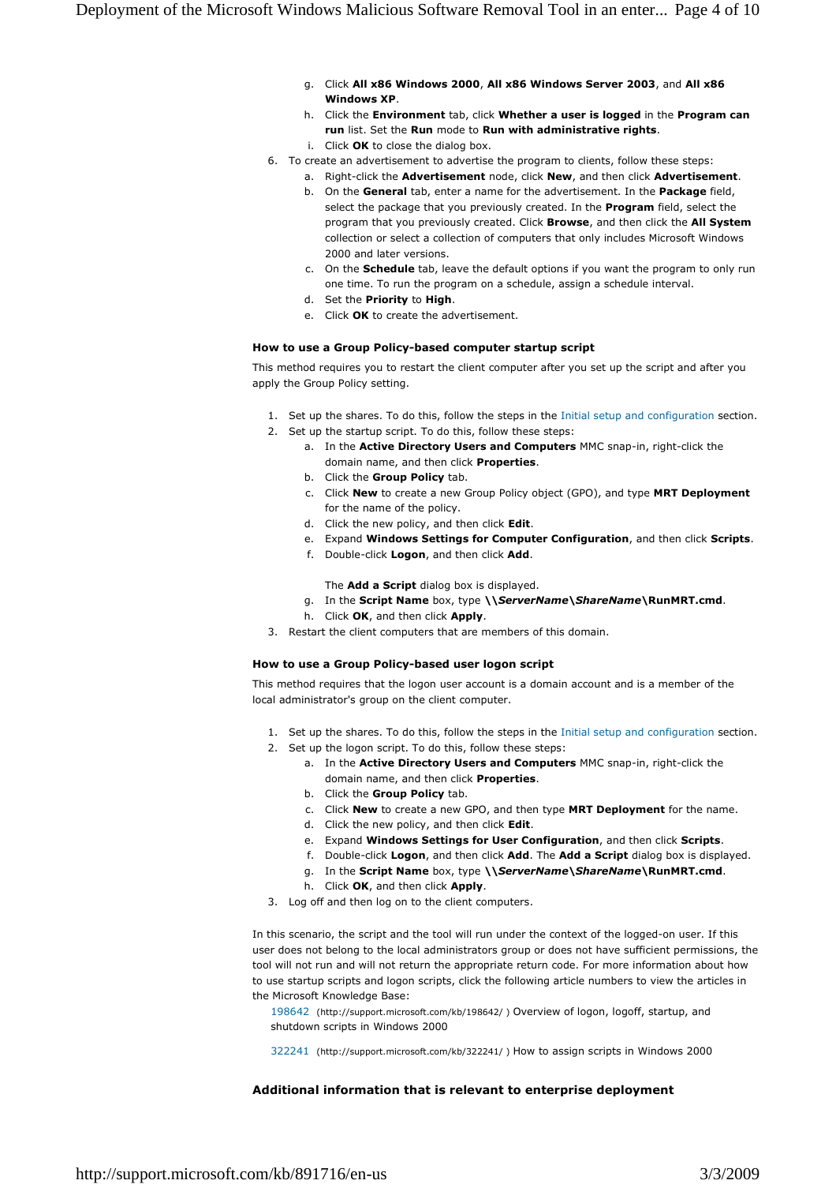g. Click **All x86 Windows 2000**, **All x86 Windows Server 2003**, and **All x86 Windows XP**.
   h. Click the **Environment** tab, click **Whether a user is logged** in the **Program can run** list. Set the **Run** mode to **Run with administrative rights**.
   i. Click **OK** to close the dialog box.
6. To create an advertisement to advertise the program to clients, follow these steps:
   a. Right-click the **Advertisement** node, click **New**, and then click **Advertisement**.
   b. On the **General** tab, enter a name for the advertisement. In the **Package** field, select the package that you previously created. In the **Program** field, select the program that you previously created. Click **Browse**, and then click the **All System** collection or select a collection of computers that only includes Microsoft Windows 2000 and later versions.
   c. On the **Schedule** tab, leave the default options if you want the program to only run one time. To run the program on a schedule, assign a schedule interval.
   d. Set the **Priority** to **High**.
   e. Click **OK** to create the advertisement.

#### How to use a Group Policy-based computer startup script

This method requires you to restart the client computer after you set up the script and after you apply the Group Policy setting.

1. Set up the shares. To do this, follow the steps in the Initial setup and configuration section.
2. Set up the startup script. To do this, follow these steps:
   a. In the **Active Directory Users and Computers** MMC snap-in, right-click the domain name, and then click **Properties**.
   b. Click the **Group Policy** tab.
   c. Click **New** to create a new Group Policy object (GPO), and type **MRT Deployment** for the name of the policy.
   d. Click the new policy, and then click **Edit**.
   e. Expand **Windows Settings for Computer Configuration**, and then click **Scripts**.
   f. Double-click **Logon**, and then click **Add**.

      The **Add a Script** dialog box is displayed.
   g. In the **Script Name** box, type **\\*ServerName*\\*ShareName*\RunMRT.cmd**.
   h. Click **OK**, and then click **Apply**.
3. Restart the client computers that are members of this domain.

#### How to use a Group Policy-based user logon script

This method requires that the logon user account is a domain account and is a member of the local administrator's group on the client computer.

1. Set up the shares. To do this, follow the steps in the Initial setup and configuration section.
2. Set up the logon script. To do this, follow these steps:
   a. In the **Active Directory Users and Computers** MMC snap-in, right-click the domain name, and then click **Properties**.
   b. Click the **Group Policy** tab.
   c. Click **New** to create a new GPO, and then type **MRT Deployment** for the name.
   d. Click the new policy, and then click **Edit**.
   e. Expand **Windows Settings for User Configuration**, and then click **Scripts**.
   f. Double-click **Logon**, and then click **Add**. The **Add a Script** dialog box is displayed.
   g. In the **Script Name** box, type **\\*ServerName*\\*ShareName*\RunMRT.cmd**.
   h. Click **OK**, and then click **Apply**.
3. Log off and then log on to the client computers.

In this scenario, the script and the tool will run under the context of the logged-on user. If this user does not belong to the local administrators group or does not have sufficient permissions, the tool will not run and will not return the appropriate return code. For more information about how to use startup scripts and logon scripts, click the following article numbers to view the articles in the Microsoft Knowledge Base:

198642 (http://support.microsoft.com/kb/198642/ ) Overview of logon, logoff, startup, and shutdown scripts in Windows 2000

322241 (http://support.microsoft.com/kb/322241/ ) How to assign scripts in Windows 2000

### Additional information that is relevant to enterprise deployment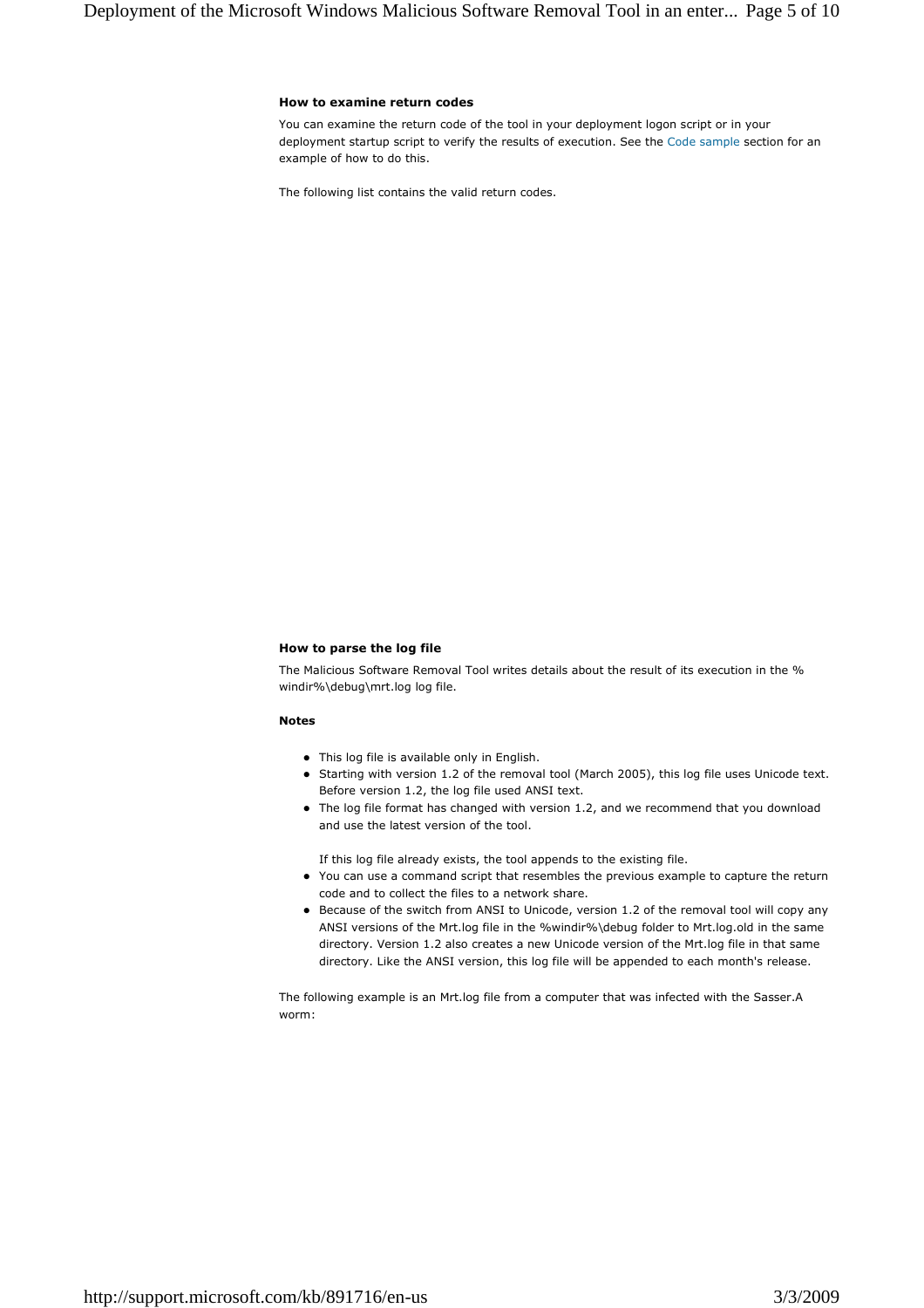### How to examine return codes

You can examine the return code of the tool in your deployment logon script or in your deployment startup script to verify the results of execution. See the Code sample section for an example of how to do this.

The following list contains the valid return codes.

### How to parse the log file

The Malicious Software Removal Tool writes details about the result of its execution in the %windir%\debug\mrt.log log file.

#### Notes

- This log file is available only in English.
- Starting with version 1.2 of the removal tool (March 2005), this log file uses Unicode text. Before version 1.2, the log file used ANSI text.
- The log file format has changed with version 1.2, and we recommend that you download and use the latest version of the tool.

  If this log file already exists, the tool appends to the existing file.
- You can use a command script that resembles the previous example to capture the return code and to collect the files to a network share.
- Because of the switch from ANSI to Unicode, version 1.2 of the removal tool will copy any ANSI versions of the Mrt.log file in the %windir%\debug folder to Mrt.log.old in the same directory. Version 1.2 also creates a new Unicode version of the Mrt.log file in that same directory. Like the ANSI version, this log file will be appended to each month's release.

The following example is an Mrt.log file from a computer that was infected with the Sasser.A worm: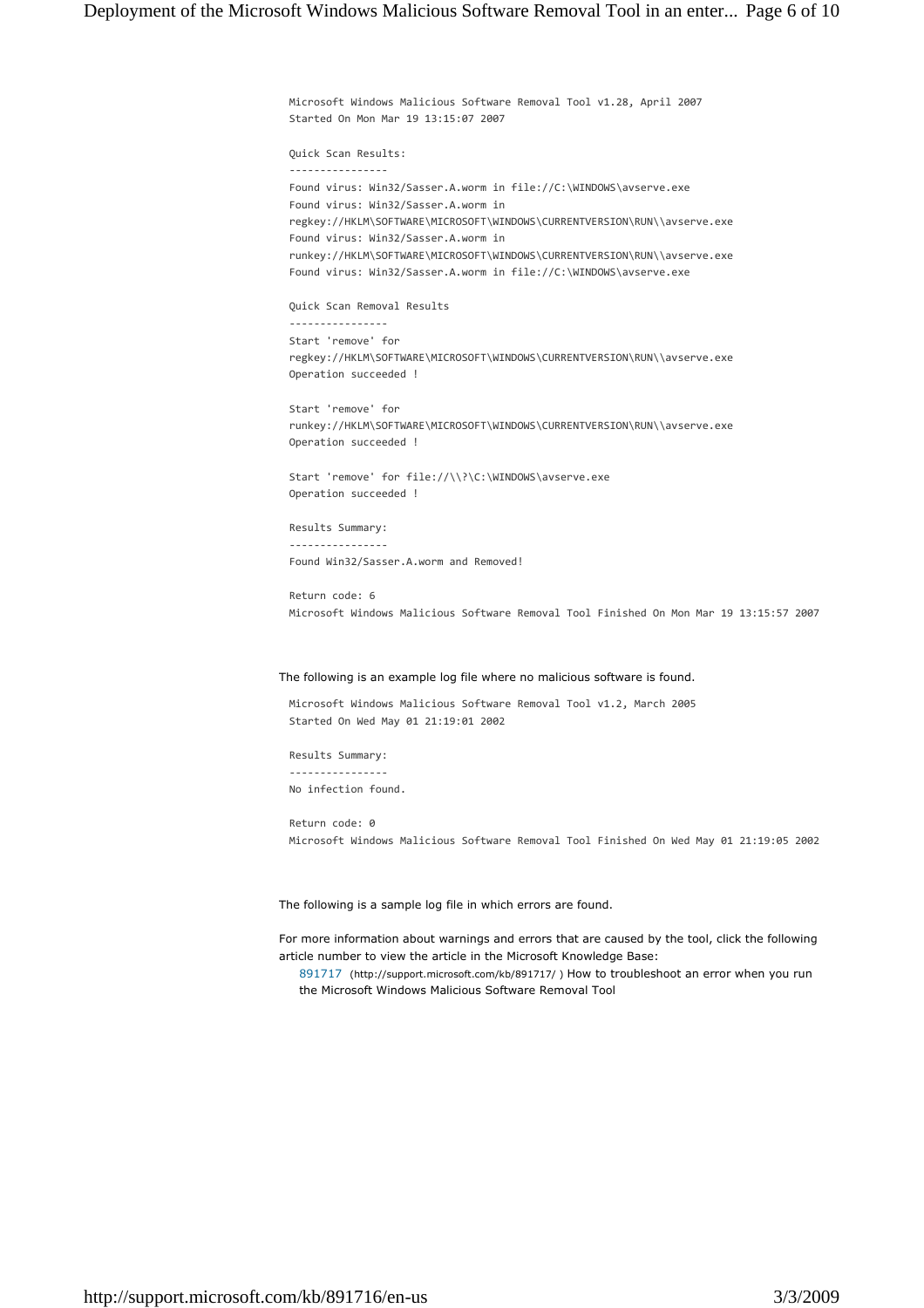```
Microsoft Windows Malicious Software Removal Tool v1.28, April 2007
Started On Mon Mar 19 13:15:07 2007

Quick Scan Results:
----------------
Found virus: Win32/Sasser.A.worm in file://C:\WINDOWS\avserve.exe
Found virus: Win32/Sasser.A.worm in
regkey://HKLM\SOFTWARE\MICROSOFT\WINDOWS\CURRENTVERSION\RUN\\avserve.exe
Found virus: Win32/Sasser.A.worm in
runkey://HKLM\SOFTWARE\MICROSOFT\WINDOWS\CURRENTVERSION\RUN\\avserve.exe
Found virus: Win32/Sasser.A.worm in file://C:\WINDOWS\avserve.exe

Quick Scan Removal Results
----------------
Start 'remove' for
regkey://HKLM\SOFTWARE\MICROSOFT\WINDOWS\CURRENTVERSION\RUN\\avserve.exe
Operation succeeded !

Start 'remove' for
runkey://HKLM\SOFTWARE\MICROSOFT\WINDOWS\CURRENTVERSION\RUN\\avserve.exe
Operation succeeded !

Start 'remove' for file://\\?\C:\WINDOWS\avserve.exe
Operation succeeded !

Results Summary:
----------------
Found Win32/Sasser.A.worm and Removed!

Return code: 6
Microsoft Windows Malicious Software Removal Tool Finished On Mon Mar 19 13:15:57 2007
```

The following is an example log file where no malicious software is found.

```
Microsoft Windows Malicious Software Removal Tool v1.2, March 2005
Started On Wed May 01 21:19:01 2002

Results Summary:
----------------
No infection found.

Return code: 0
Microsoft Windows Malicious Software Removal Tool Finished On Wed May 01 21:19:05 2002
```

The following is a sample log file in which errors are found.

For more information about warnings and errors that are caused by the tool, click the following article number to view the article in the Microsoft Knowledge Base:

891717 (http://support.microsoft.com/kb/891717/ ) How to troubleshoot an error when you run the Microsoft Windows Malicious Software Removal Tool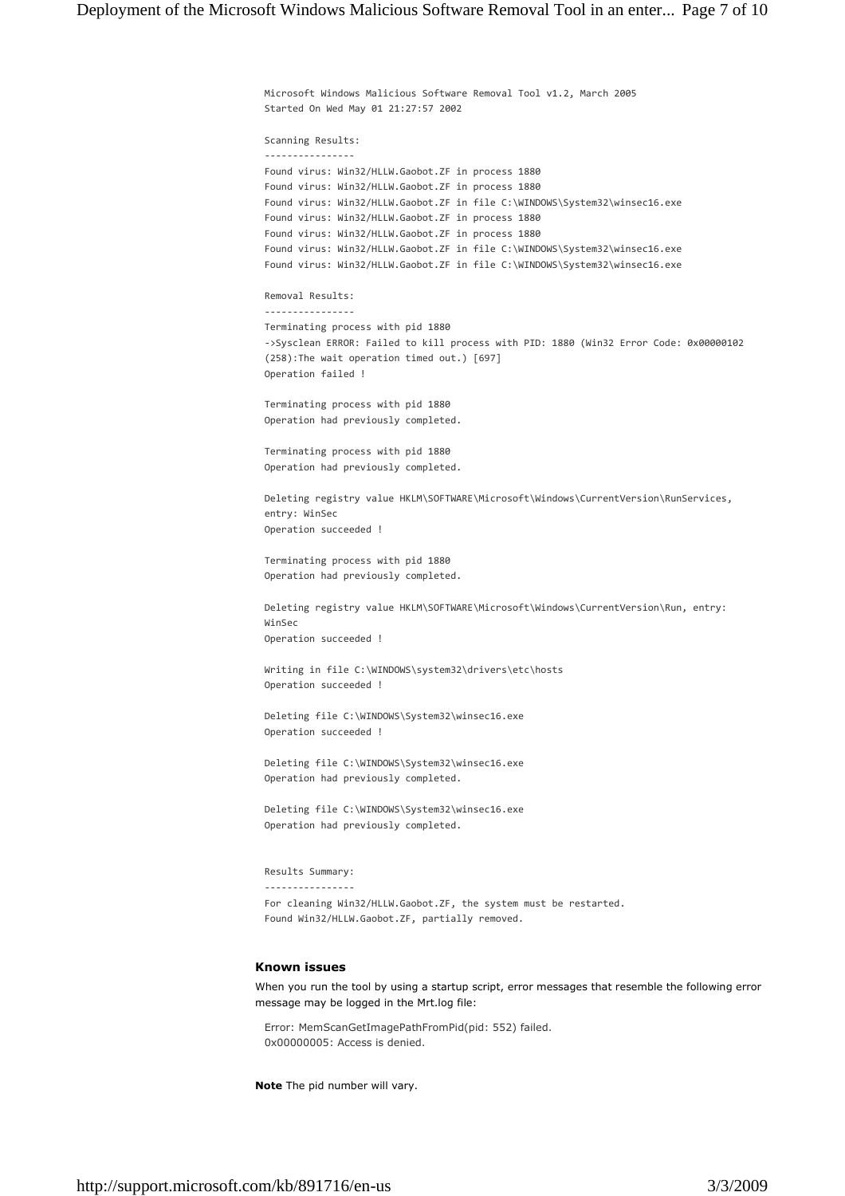```
Microsoft Windows Malicious Software Removal Tool v1.2, March 2005
Started On Wed May 01 21:27:57 2002

Scanning Results:
----------------
Found virus: Win32/HLLW.Gaobot.ZF in process 1880
Found virus: Win32/HLLW.Gaobot.ZF in process 1880
Found virus: Win32/HLLW.Gaobot.ZF in file C:\WINDOWS\System32\winsec16.exe
Found virus: Win32/HLLW.Gaobot.ZF in process 1880
Found virus: Win32/HLLW.Gaobot.ZF in process 1880
Found virus: Win32/HLLW.Gaobot.ZF in file C:\WINDOWS\System32\winsec16.exe
Found virus: Win32/HLLW.Gaobot.ZF in file C:\WINDOWS\System32\winsec16.exe

Removal Results:
----------------
Terminating process with pid 1880
->Sysclean ERROR: Failed to kill process with PID: 1880 (Win32 Error Code: 0x00000102
(258):The wait operation timed out.) [697]
Operation failed !

Terminating process with pid 1880
Operation had previously completed.

Terminating process with pid 1880
Operation had previously completed.

Deleting registry value HKLM\SOFTWARE\Microsoft\Windows\CurrentVersion\RunServices,
entry: WinSec
Operation succeeded !

Terminating process with pid 1880
Operation had previously completed.

Deleting registry value HKLM\SOFTWARE\Microsoft\Windows\CurrentVersion\Run, entry:
WinSec
Operation succeeded !

Writing in file C:\WINDOWS\system32\drivers\etc\hosts
Operation succeeded !

Deleting file C:\WINDOWS\System32\winsec16.exe
Operation succeeded !

Deleting file C:\WINDOWS\System32\winsec16.exe
Operation had previously completed.

Deleting file C:\WINDOWS\System32\winsec16.exe
Operation had previously completed.


Results Summary:
----------------
For cleaning Win32/HLLW.Gaobot.ZF, the system must be restarted.
Found Win32/HLLW.Gaobot.ZF, partially removed.
```

#### Known issues

When you run the tool by using a startup script, error messages that resemble the following error message may be logged in the Mrt.log file:

```
Error: MemScanGetImagePathFromPid(pid: 552) failed.
0x00000005: Access is denied.
```

**Note** The pid number will vary.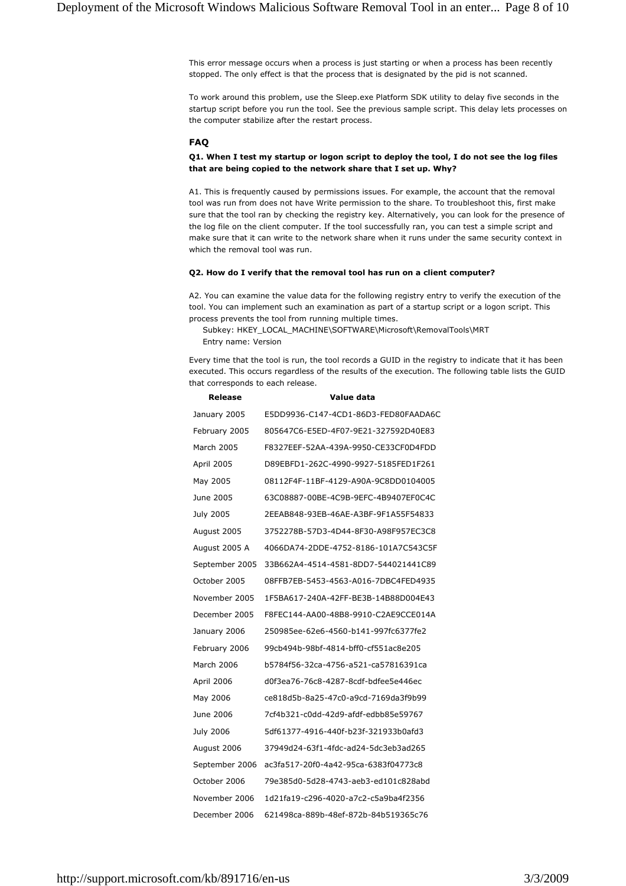This error message occurs when a process is just starting or when a process has been recently stopped. The only effect is that the process that is designated by the pid is not scanned.

To work around this problem, use the Sleep.exe Platform SDK utility to delay five seconds in the startup script before you run the tool. See the previous sample script. This delay lets processes on the computer stabilize after the restart process.

### FAQ

**Q1. When I test my startup or logon script to deploy the tool, I do not see the log files that are being copied to the network share that I set up. Why?**

A1. This is frequently caused by permissions issues. For example, the account that the removal tool was run from does not have Write permission to the share. To troubleshoot this, first make sure that the tool ran by checking the registry key. Alternatively, you can look for the presence of the log file on the client computer. If the tool successfully ran, you can test a simple script and make sure that it can write to the network share when it runs under the same security context in which the removal tool was run.

**Q2. How do I verify that the removal tool has run on a client computer?**

A2. You can examine the value data for the following registry entry to verify the execution of the tool. You can implement such an examination as part of a startup script or a logon script. This process prevents the tool from running multiple times.

Subkey: HKEY_LOCAL_MACHINE\SOFTWARE\Microsoft\RemovalTools\MRT
Entry name: Version

Every time that the tool is run, the tool records a GUID in the registry to indicate that it has been executed. This occurs regardless of the results of the execution. The following table lists the GUID that corresponds to each release.

| Release | Value data |
|---|---|
| January 2005 | E5DD9936-C147-4CD1-86D3-FED80FAADA6C |
| February 2005 | 805647C6-E5ED-4F07-9E21-327592D40E83 |
| March 2005 | F8327EEF-52AA-439A-9950-CE33CF0D4FDD |
| April 2005 | D89EBFD1-262C-4990-9927-5185FED1F261 |
| May 2005 | 08112F4F-11BF-4129-A90A-9C8DD0104005 |
| June 2005 | 63C08887-00BE-4C9B-9EFC-4B9407EF0C4C |
| July 2005 | 2EEAB848-93EB-46AE-A3BF-9F1A55F54833 |
| August 2005 | 3752278B-57D3-4D44-8F30-A98F957EC3C8 |
| August 2005 A | 4066DA74-2DDE-4752-8186-101A7C543C5F |
| September 2005 | 33B662A4-4514-4581-8DD7-544021441C89 |
| October 2005 | 08FFB7EB-5453-4563-A016-7DBC4FED4935 |
| November 2005 | 1F5BA617-240A-42FF-BE3B-14B88D004E43 |
| December 2005 | F8FEC144-AA00-48B8-9910-C2AE9CCE014A |
| January 2006 | 250985ee-62e6-4560-b141-997fc6377fe2 |
| February 2006 | 99cb494b-98bf-4814-bff0-cf551ac8e205 |
| March 2006 | b5784f56-32ca-4756-a521-ca57816391ca |
| April 2006 | d0f3ea76-76c8-4287-8cdf-bdfee5e446ec |
| May 2006 | ce818d5b-8a25-47c0-a9cd-7169da3f9b99 |
| June 2006 | 7cf4b321-c0dd-42d9-afdf-edbb85e59767 |
| July 2006 | 5df61377-4916-440f-b23f-321933b0afd3 |
| August 2006 | 37949d24-63f1-4fdc-ad24-5dc3eb3ad265 |
| September 2006 | ac3fa517-20f0-4a42-95ca-6383f04773c8 |
| October 2006 | 79e385d0-5d28-4743-aeb3-ed101c828abd |
| November 2006 | 1d21fa19-c296-4020-a7c2-c5a9ba4f2356 |
| December 2006 | 621498ca-889b-48ef-872b-84b519365c76 |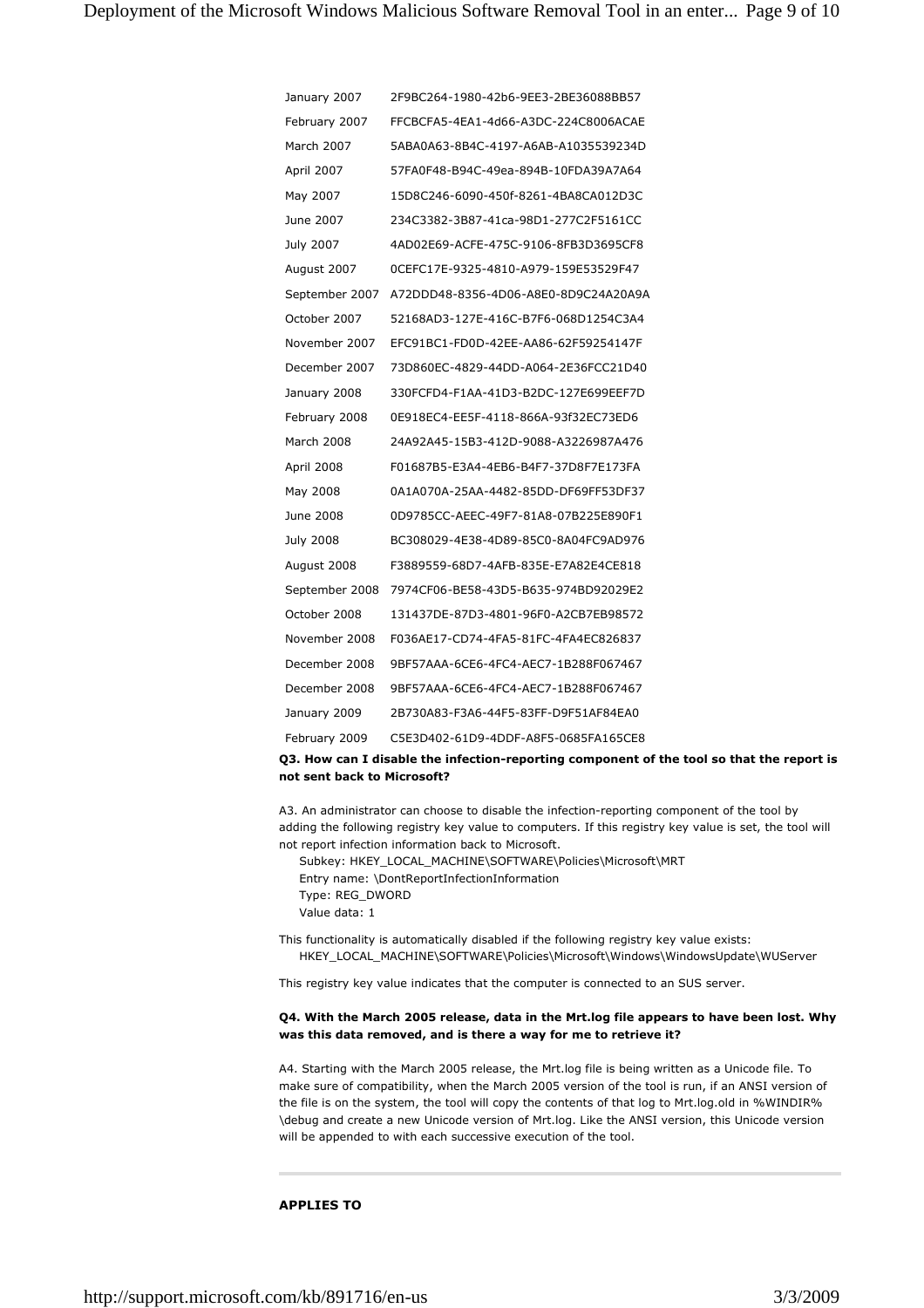| | |
|---|---|
| January 2007 | 2F9BC264-1980-42b6-9EE3-2BE36088BB57 |
| February 2007 | FFCBCFA5-4EA1-4d66-A3DC-224C8006ACAE |
| March 2007 | 5ABA0A63-8B4C-4197-A6AB-A1035539234D |
| April 2007 | 57FA0F48-B94C-49ea-894B-10FDA39A7A64 |
| May 2007 | 15D8C246-6090-450f-8261-4BA8CA012D3C |
| June 2007 | 234C3382-3B87-41ca-98D1-277C2F5161CC |
| July 2007 | 4AD02E69-ACFE-475C-9106-8FB3D3695CF8 |
| August 2007 | 0CEFC17E-9325-4810-A979-159E53529F47 |
| September 2007 | A72DDD48-8356-4D06-A8E0-8D9C24A20A9A |
| October 2007 | 52168AD3-127E-416C-B7F6-068D1254C3A4 |
| November 2007 | EFC91BC1-FD0D-42EE-AA86-62F59254147F |
| December 2007 | 73D860EC-4829-44DD-A064-2E36FCC21D40 |
| January 2008 | 330FCFD4-F1AA-41D3-B2DC-127E699EEF7D |
| February 2008 | 0E918EC4-EE5F-4118-866A-93f32EC73ED6 |
| March 2008 | 24A92A45-15B3-412D-9088-A3226987A476 |
| April 2008 | F01687B5-E3A4-4EB6-B4F7-37D8F7E173FA |
| May 2008 | 0A1A070A-25AA-4482-85DD-DF69FF53DF37 |
| June 2008 | 0D9785CC-AEEC-49F7-81A8-07B225E890F1 |
| July 2008 | BC308029-4E38-4D89-85C0-8A04FC9AD976 |
| August 2008 | F3889559-68D7-4AFB-835E-E7A82E4CE818 |
| September 2008 | 7974CF06-BE58-43D5-B635-974BD92029E2 |
| October 2008 | 131437DE-87D3-4801-96F0-A2CB7EB98572 |
| November 2008 | F036AE17-CD74-4FA5-81FC-4FA4EC826837 |
| December 2008 | 9BF57AAA-6CE6-4FC4-AEC7-1B288F067467 |
| December 2008 | 9BF57AAA-6CE6-4FC4-AEC7-1B288F067467 |
| January 2009 | 2B730A83-F3A6-44F5-83FF-D9F51AF84EA0 |
| February 2009 | C5E3D402-61D9-4DDF-A8F5-0685FA165CE8 |

**Q3. How can I disable the infection-reporting component of the tool so that the report is not sent back to Microsoft?**

A3. An administrator can choose to disable the infection-reporting component of the tool by adding the following registry key value to computers. If this registry key value is set, the tool will not report infection information back to Microsoft.

Subkey: HKEY_LOCAL_MACHINE\SOFTWARE\Policies\Microsoft\MRT
Entry name: \DontReportInfectionInformation
Type: REG_DWORD
Value data: 1

This functionality is automatically disabled if the following registry key value exists:
HKEY_LOCAL_MACHINE\SOFTWARE\Policies\Microsoft\Windows\WindowsUpdate\WUServer

This registry key value indicates that the computer is connected to an SUS server.

**Q4. With the March 2005 release, data in the Mrt.log file appears to have been lost. Why was this data removed, and is there a way for me to retrieve it?**

A4. Starting with the March 2005 release, the Mrt.log file is being written as a Unicode file. To make sure of compatibility, when the March 2005 version of the tool is run, if an ANSI version of the file is on the system, the tool will copy the contents of that log to Mrt.log.old in %WINDIR%\debug and create a new Unicode version of Mrt.log. Like the ANSI version, this Unicode version will be appended to with each successive execution of the tool.

---

**APPLIES TO**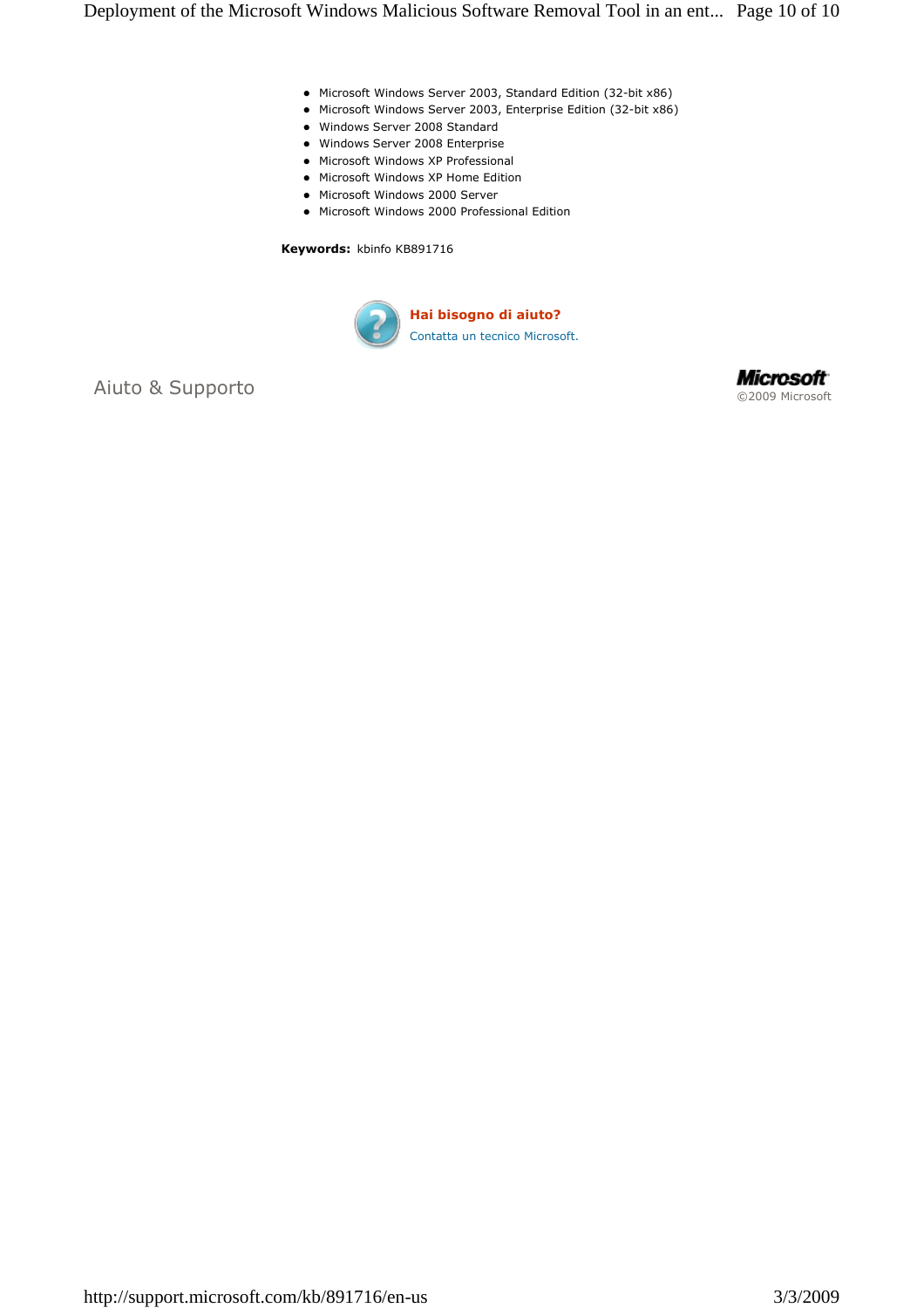- Microsoft Windows Server 2003, Standard Edition (32-bit x86)
- Microsoft Windows Server 2003, Enterprise Edition (32-bit x86)
- Windows Server 2008 Standard
- Windows Server 2008 Enterprise
- Microsoft Windows XP Professional
- Microsoft Windows XP Home Edition
- Microsoft Windows 2000 Server
- Microsoft Windows 2000 Professional Edition

**Keywords:** kbinfo KB891716

**Hai bisogno di aiuto?**
Contatta un tecnico Microsoft.

Aiuto & Supporto

Microsoft
©2009 Microsoft